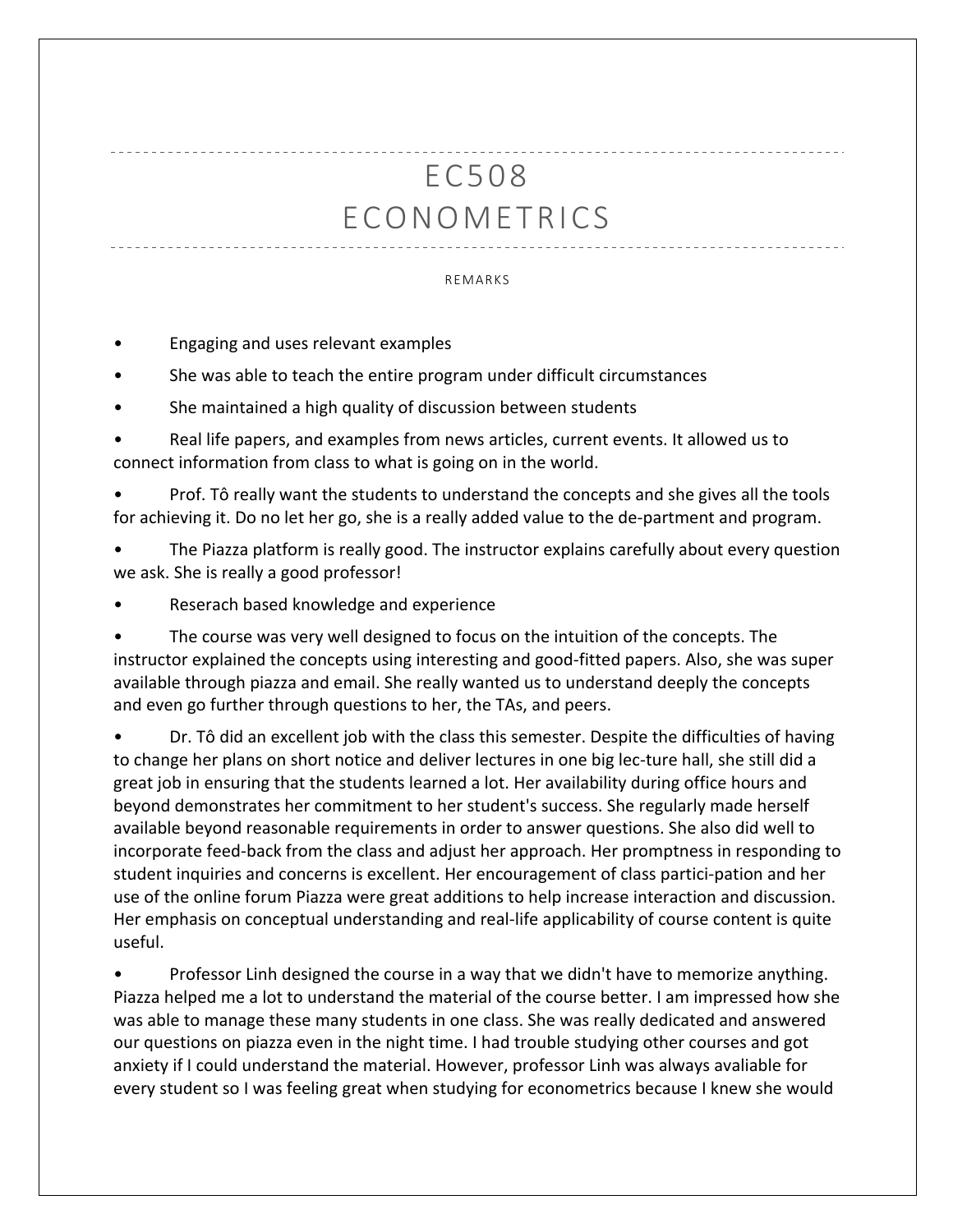# EC508
# ECONOMETRICS

REMARKS

- Engaging and uses relevant examples
- She was able to teach the entire program under difficult circumstances
- She maintained a high quality of discussion between students
- Real life papers, and examples from news articles, current events. It allowed us to connect information from class to what is going on in the world.
- Prof. Tô really want the students to understand the concepts and she gives all the tools for achieving it. Do no let her go, she is a really added value to the de-partment and program.
- The Piazza platform is really good. The instructor explains carefully about every question we ask. She is really a good professor!
- Reserach based knowledge and experience
- The course was very well designed to focus on the intuition of the concepts. The instructor explained the concepts using interesting and good-fitted papers. Also, she was super available through piazza and email. She really wanted us to understand deeply the concepts and even go further through questions to her, the TAs, and peers.
- Dr. Tô did an excellent job with the class this semester. Despite the difficulties of having to change her plans on short notice and deliver lectures in one big lec-ture hall, she still did a great job in ensuring that the students learned a lot. Her availability during office hours and beyond demonstrates her commitment to her student's success. She regularly made herself available beyond reasonable requirements in order to answer questions. She also did well to incorporate feed-back from the class and adjust her approach. Her promptness in responding to student inquiries and concerns is excellent. Her encouragement of class partici-pation and her use of the online forum Piazza were great additions to help increase interaction and discussion. Her emphasis on conceptual understanding and real-life applicability of course content is quite useful.
- Professor Linh designed the course in a way that we didn't have to memorize anything. Piazza helped me a lot to understand the material of the course better. I am impressed how she was able to manage these many students in one class. She was really dedicated and answered our questions on piazza even in the night time. I had trouble studying other courses and got anxiety if I could understand the material. However, professor Linh was always avaliable for every student so I was feeling great when studying for econometrics because I knew she would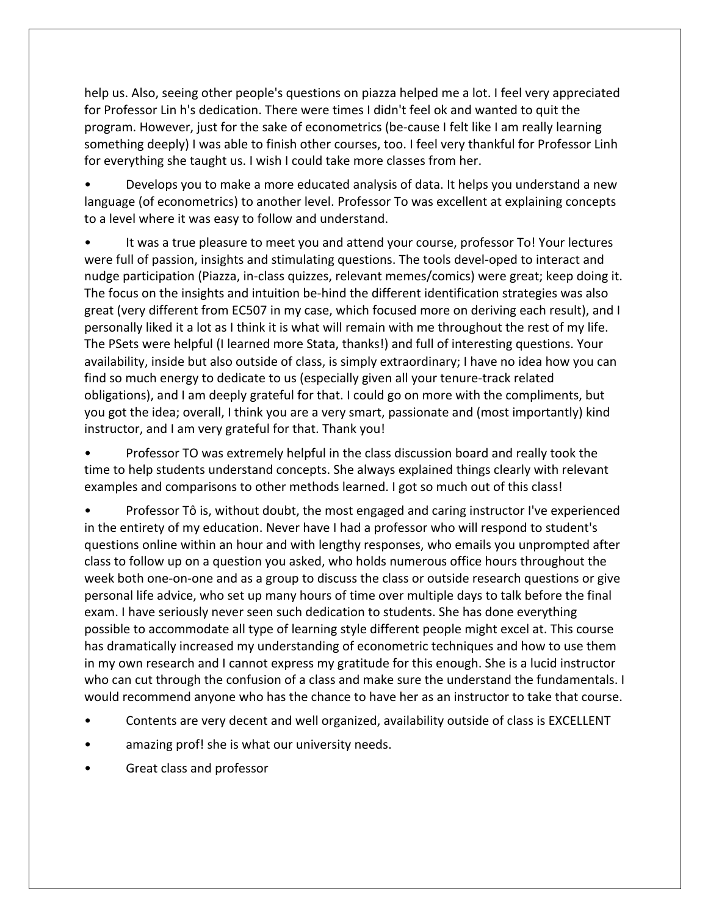help us. Also, seeing other people's questions on piazza helped me a lot. I feel very appreciated for Professor Lin h's dedication. There were times I didn't feel ok and wanted to quit the program. However, just for the sake of econometrics (be-cause I felt like I am really learning something deeply) I was able to finish other courses, too. I feel very thankful for Professor Linh for everything she taught us. I wish I could take more classes from her.

- Develops you to make a more educated analysis of data. It helps you understand a new language (of econometrics) to another level. Professor To was excellent at explaining concepts to a level where it was easy to follow and understand.
- It was a true pleasure to meet you and attend your course, professor To! Your lectures were full of passion, insights and stimulating questions. The tools devel-oped to interact and nudge participation (Piazza, in-class quizzes, relevant memes/comics) were great; keep doing it. The focus on the insights and intuition be-hind the different identification strategies was also great (very different from EC507 in my case, which focused more on deriving each result), and I personally liked it a lot as I think it is what will remain with me throughout the rest of my life. The PSets were helpful (I learned more Stata, thanks!) and full of interesting questions. Your availability, inside but also outside of class, is simply extraordinary; I have no idea how you can find so much energy to dedicate to us (especially given all your tenure-track related obligations), and I am deeply grateful for that. I could go on more with the compliments, but you got the idea; overall, I think you are a very smart, passionate and (most importantly) kind instructor, and I am very grateful for that. Thank you!
- Professor TO was extremely helpful in the class discussion board and really took the time to help students understand concepts. She always explained things clearly with relevant examples and comparisons to other methods learned. I got so much out of this class!
- Professor Tô is, without doubt, the most engaged and caring instructor I've experienced in the entirety of my education. Never have I had a professor who will respond to student's questions online within an hour and with lengthy responses, who emails you unprompted after class to follow up on a question you asked, who holds numerous office hours throughout the week both one-on-one and as a group to discuss the class or outside research questions or give personal life advice, who set up many hours of time over multiple days to talk before the final exam. I have seriously never seen such dedication to students. She has done everything possible to accommodate all type of learning style different people might excel at. This course has dramatically increased my understanding of econometric techniques and how to use them in my own research and I cannot express my gratitude for this enough. She is a lucid instructor who can cut through the confusion of a class and make sure the understand the fundamentals. I would recommend anyone who has the chance to have her as an instructor to take that course.
- Contents are very decent and well organized, availability outside of class is EXCELLENT
- amazing prof! she is what our university needs.
- Great class and professor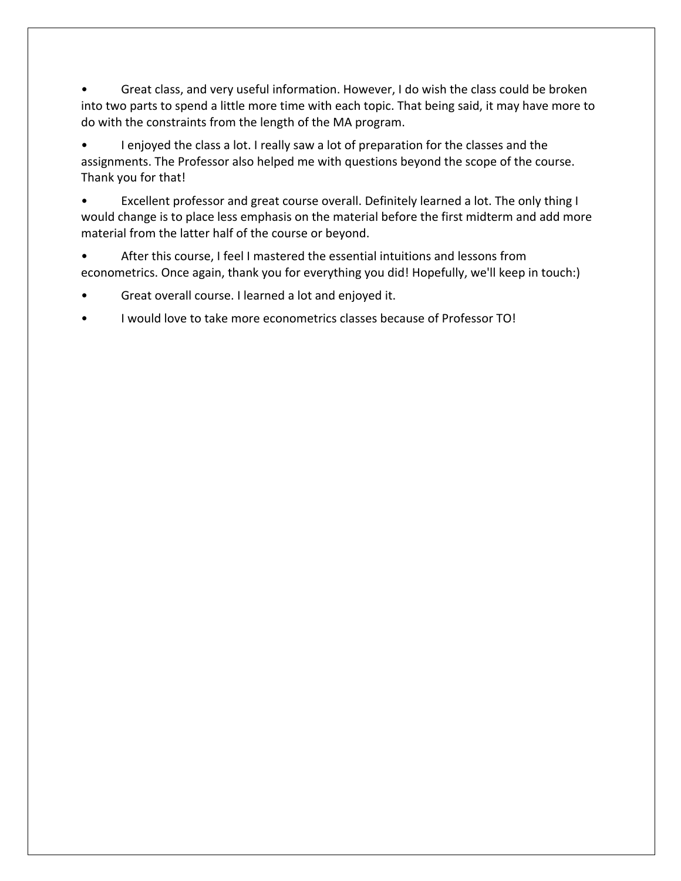- Great class, and very useful information. However, I do wish the class could be broken into two parts to spend a little more time with each topic. That being said, it may have more to do with the constraints from the length of the MA program.
- I enjoyed the class a lot. I really saw a lot of preparation for the classes and the assignments. The Professor also helped me with questions beyond the scope of the course. Thank you for that!
- Excellent professor and great course overall. Definitely learned a lot. The only thing I would change is to place less emphasis on the material before the first midterm and add more material from the latter half of the course or beyond.
- After this course, I feel I mastered the essential intuitions and lessons from econometrics. Once again, thank you for everything you did! Hopefully, we'll keep in touch:)
- Great overall course. I learned a lot and enjoyed it.
- I would love to take more econometrics classes because of Professor TO!